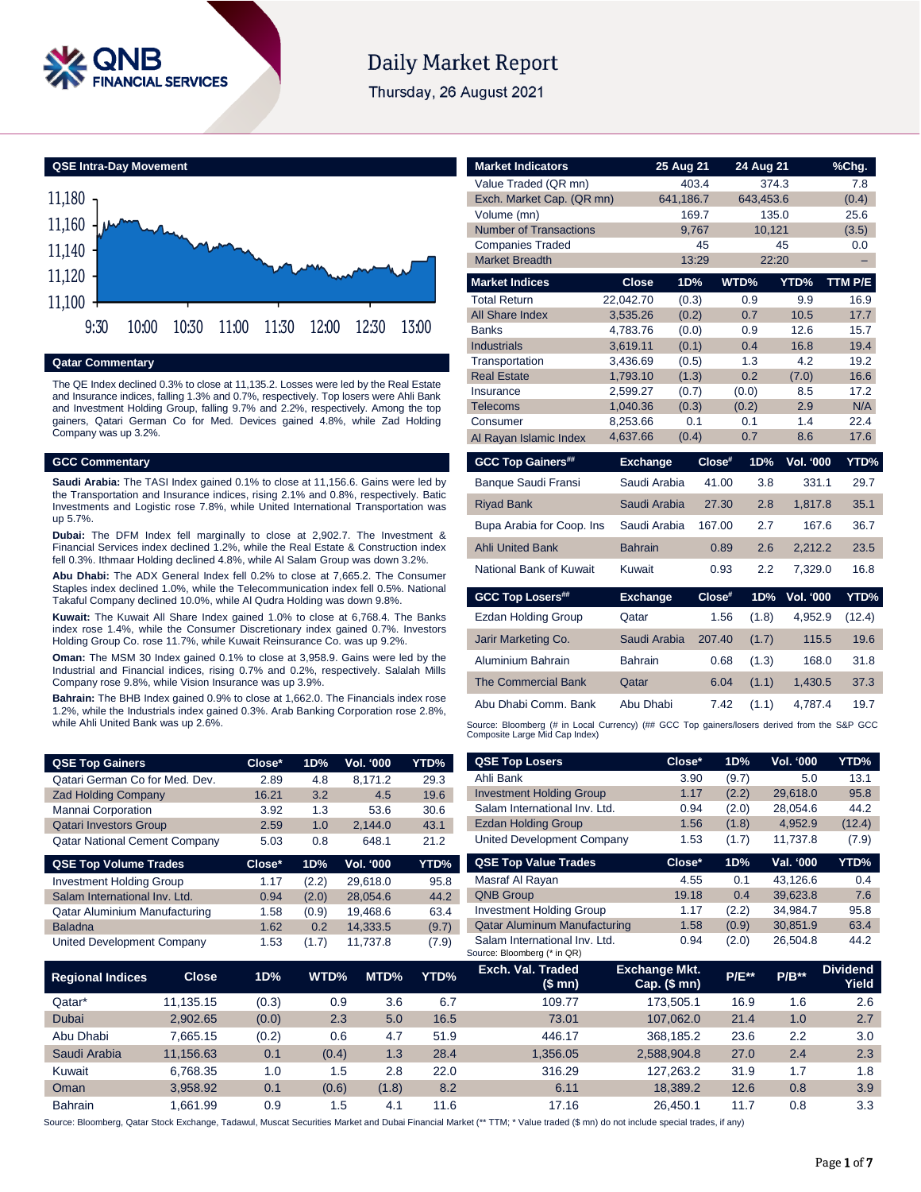QNB FINANCIAL SERVICES

# Daily Market Report

Thursday, 26 August 2021

## QSE Intra-Day Movement

11,180
11,160
11,140
11,120
11,100
9:30 10:00 10:30 11:00 11:30 12:00 12:30 13:00

## Qatar Commentary

The QE Index declined 0.3% to close at 11,135.2. Losses were led by the Real Estate and Insurance indices, falling 1.3% and 0.7%, respectively. Top losers were Ahli Bank and Investment Holding Group, falling 9.7% and 2.2%, respectively. Among the top gainers, Qatari German Co for Med. Devices gained 4.8%, while Zad Holding Company was up 3.2%.

## GCC Commentary

**Saudi Arabia:** The TASI Index gained 0.1% to close at 11,156.6. Gains were led by the Transportation and Insurance indices, rising 2.1% and 0.8%, respectively. Batic Investments and Logistic rose 7.8%, while United International Transportation was up 5.7%.

**Dubai:** The DFM Index fell marginally to close at 2,902.7. The Investment & Financial Services index declined 1.2%, while the Real Estate & Construction index fell 0.3%. Ithmaar Holding declined 4.8%, while Al Salam Group was down 3.2%.

**Abu Dhabi:** The ADX General Index fell 0.2% to close at 7,665.2. The Consumer Staples index declined 1.0%, while the Telecommunication index fell 0.5%. National Takaful Company declined 10.0%, while Al Qudra Holding was down 9.8%.

**Kuwait:** The Kuwait All Share Index gained 1.0% to close at 6,768.4. The Banks index rose 1.4%, while the Consumer Discretionary index gained 0.7%. Investors Holding Group Co. rose 11.7%, while Kuwait Reinsurance Co. was up 9.2%.

**Oman:** The MSM 30 Index gained 0.1% to close at 3,958.9. Gains were led by the Industrial and Financial indices, rising 0.7% and 0.2%, respectively. Salalah Mills Company rose 9.8%, while Vision Insurance was up 3.9%.

**Bahrain:** The BHB Index gained 0.9% to close at 1,662.0. The Financials index rose 1.2%, while the Industrials index gained 0.3%. Arab Banking Corporation rose 2.8%, while Ahli United Bank was up 2.6%.

| Market Indicators | 25 Aug 21 | 24 Aug 21 | %Chg. |
|---|---|---|---|
| Value Traded (QR mn) | 403.4 | 374.3 | 7.8 |
| Exch. Market Cap. (QR mn) | 641,186.7 | 643,453.6 | (0.4) |
| Volume (mn) | 169.7 | 135.0 | 25.6 |
| Number of Transactions | 9,767 | 10,121 | (3.5) |
| Companies Traded | 45 | 45 | 0.0 |
| Market Breadth | 13:29 | 22:20 | – |

| Market Indices | Close | 1D% | WTD% | YTD% | TTM P/E |
|---|---|---|---|---|---|
| Total Return | 22,042.70 | (0.3) | 0.9 | 9.9 | 16.9 |
| All Share Index | 3,535.26 | (0.2) | 0.7 | 10.5 | 17.7 |
| Banks | 4,783.76 | (0.0) | 0.9 | 12.6 | 15.7 |
| Industrials | 3,619.11 | (0.1) | 0.4 | 16.8 | 19.4 |
| Transportation | 3,436.69 | (0.5) | 1.3 | 4.2 | 19.2 |
| Real Estate | 1,793.10 | (1.3) | 0.2 | (7.0) | 16.6 |
| Insurance | 2,599.27 | (0.7) | (0.0) | 8.5 | 17.2 |
| Telecoms | 1,040.36 | (0.3) | (0.2) | 2.9 | N/A |
| Consumer | 8,253.66 | 0.1 | 0.1 | 1.4 | 22.4 |
| Al Rayan Islamic Index | 4,637.66 | (0.4) | 0.7 | 8.6 | 17.6 |

| GCC Top Gainers## | Exchange | Close# | 1D% | Vol. '000 | YTD% |
|---|---|---|---|---|---|
| Banque Saudi Fransi | Saudi Arabia | 41.00 | 3.8 | 331.1 | 29.7 |
| Riyad Bank | Saudi Arabia | 27.30 | 2.8 | 1,817.8 | 35.1 |
| Bupa Arabia for Coop. Ins | Saudi Arabia | 167.00 | 2.7 | 167.6 | 36.7 |
| Ahli United Bank | Bahrain | 0.89 | 2.6 | 2,212.2 | 23.5 |
| National Bank of Kuwait | Kuwait | 0.93 | 2.2 | 7,329.0 | 16.8 |

| GCC Top Losers## | Exchange | Close# | 1D% | Vol. '000 | YTD% |
|---|---|---|---|---|---|
| Ezdan Holding Group | Qatar | 1.56 | (1.8) | 4,952.9 | (12.4) |
| Jarir Marketing Co. | Saudi Arabia | 207.40 | (1.7) | 115.5 | 19.6 |
| Aluminium Bahrain | Bahrain | 0.68 | (1.3) | 168.0 | 31.8 |
| The Commercial Bank | Qatar | 6.04 | (1.1) | 1,430.5 | 37.3 |
| Abu Dhabi Comm. Bank | Abu Dhabi | 7.42 | (1.1) | 4,787.4 | 19.7 |

Source: Bloomberg (# in Local Currency) (## GCC Top gainers/losers derived from the S&P GCC Composite Large Mid Cap Index)

| QSE Top Gainers | Close* | 1D% | Vol. '000 | YTD% |
|---|---|---|---|---|
| Qatari German Co for Med. Dev. | 2.89 | 4.8 | 8,171.2 | 29.3 |
| Zad Holding Company | 16.21 | 3.2 | 4.5 | 19.6 |
| Mannai Corporation | 3.92 | 1.3 | 53.6 | 30.6 |
| Qatari Investors Group | 2.59 | 1.0 | 2,144.0 | 43.1 |
| Qatar National Cement Company | 5.03 | 0.8 | 648.1 | 21.2 |

| QSE Top Volume Trades | Close* | 1D% | Vol. '000 | YTD% |
|---|---|---|---|---|
| Investment Holding Group | 1.17 | (2.2) | 29,618.0 | 95.8 |
| Salam International Inv. Ltd. | 0.94 | (2.0) | 28,054.6 | 44.2 |
| Qatar Aluminium Manufacturing | 1.58 | (0.9) | 19,468.6 | 63.4 |
| Baladna | 1.62 | 0.2 | 14,333.5 | (9.7) |
| United Development Company | 1.53 | (1.7) | 11,737.8 | (7.9) |

| QSE Top Losers | Close* | 1D% | Vol. '000 | YTD% |
|---|---|---|---|---|
| Ahli Bank | 3.90 | (9.7) | 5.0 | 13.1 |
| Investment Holding Group | 1.17 | (2.2) | 29,618.0 | 95.8 |
| Salam International Inv. Ltd. | 0.94 | (2.0) | 28,054.6 | 44.2 |
| Ezdan Holding Group | 1.56 | (1.8) | 4,952.9 | (12.4) |
| United Development Company | 1.53 | (1.7) | 11,737.8 | (7.9) |

| QSE Top Value Trades | Close* | 1D% | Val. '000 | YTD% |
|---|---|---|---|---|
| Masraf Al Rayan | 4.55 | 0.1 | 43,126.6 | 0.4 |
| QNB Group | 19.18 | 0.4 | 39,623.8 | 7.6 |
| Investment Holding Group | 1.17 | (2.2) | 34,984.7 | 95.8 |
| Qatar Aluminum Manufacturing | 1.58 | (0.9) | 30,851.9 | 63.4 |
| Salam International Inv. Ltd. | 0.94 | (2.0) | 26,504.8 | 44.2 |

Source: Bloomberg (* in QR)

| Regional Indices | Close | 1D% | WTD% | MTD% | YTD% | Exch. Val. Traded ($ mn) | Exchange Mkt. Cap. ($ mn) | P/E** | P/B** | Dividend Yield |
|---|---|---|---|---|---|---|---|---|---|---|
| Qatar* | 11,135.15 | (0.3) | 0.9 | 3.6 | 6.7 | 109.77 | 173,505.1 | 16.9 | 1.6 | 2.6 |
| Dubai | 2,902.65 | (0.0) | 2.3 | 5.0 | 16.5 | 73.01 | 107,062.0 | 21.4 | 1.0 | 2.7 |
| Abu Dhabi | 7,665.15 | (0.2) | 0.6 | 4.7 | 51.9 | 446.17 | 368,185.2 | 23.6 | 2.2 | 3.0 |
| Saudi Arabia | 11,156.63 | 0.1 | (0.4) | 1.3 | 28.4 | 1,356.05 | 2,588,904.8 | 27.0 | 2.4 | 2.3 |
| Kuwait | 6,768.35 | 1.0 | 1.5 | 2.8 | 22.0 | 316.29 | 127,263.2 | 31.9 | 1.7 | 1.8 |
| Oman | 3,958.92 | 0.1 | (0.6) | (1.8) | 8.2 | 6.11 | 18,389.2 | 12.6 | 0.8 | 3.9 |
| Bahrain | 1,661.99 | 0.9 | 1.5 | 4.1 | 11.6 | 17.16 | 26,450.1 | 11.7 | 0.8 | 3.3 |

Source: Bloomberg, Qatar Stock Exchange, Tadawul, Muscat Securities Market and Dubai Financial Market (** TTM; * Value traded ($ mn) do not include special trades, if any)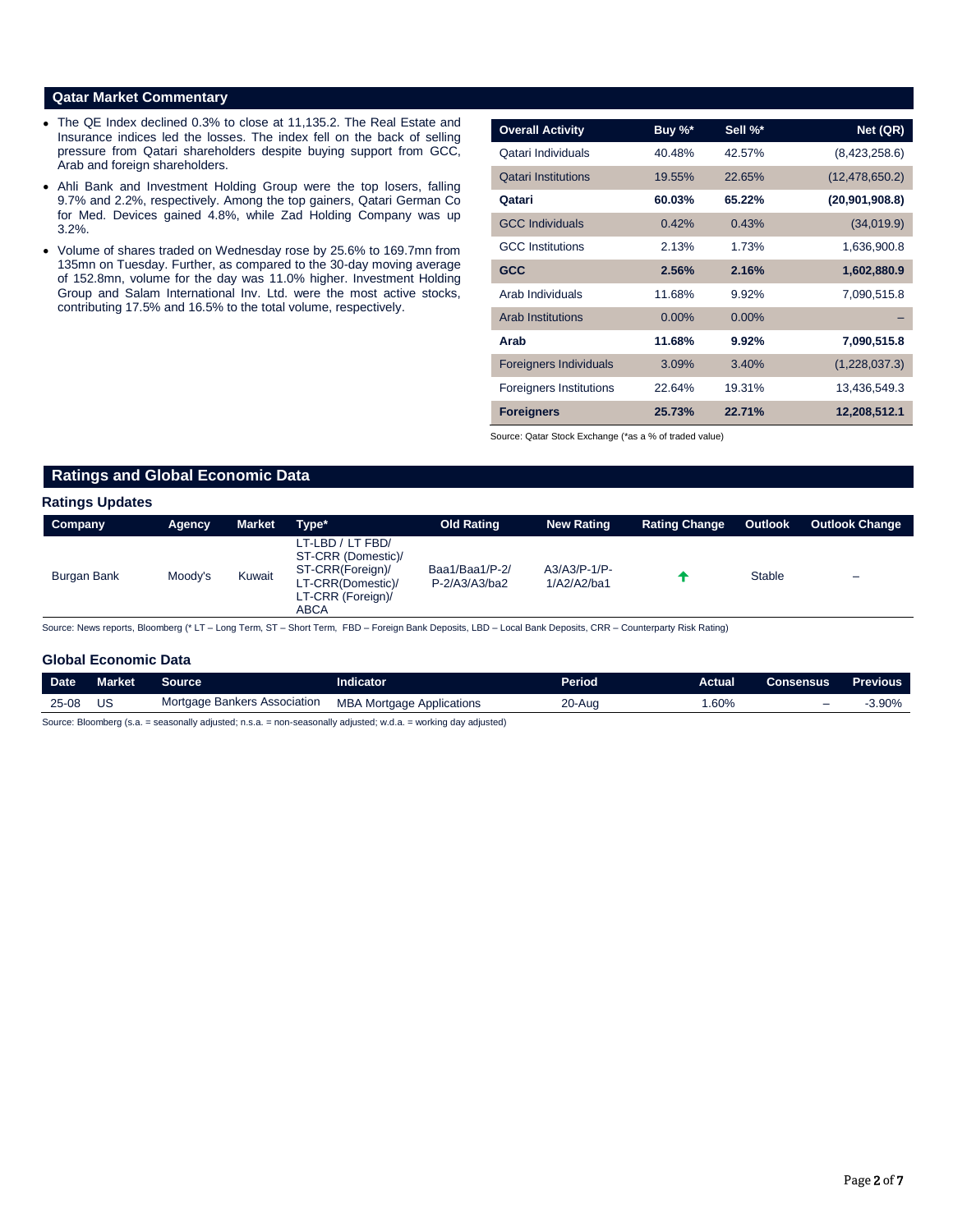## Qatar Market Commentary

- The QE Index declined 0.3% to close at 11,135.2. The Real Estate and Insurance indices led the losses. The index fell on the back of selling pressure from Qatari shareholders despite buying support from GCC, Arab and foreign shareholders.
- Ahli Bank and Investment Holding Group were the top losers, falling 9.7% and 2.2%, respectively. Among the top gainers, Qatari German Co for Med. Devices gained 4.8%, while Zad Holding Company was up 3.2%.
- Volume of shares traded on Wednesday rose by 25.6% to 169.7mn from 135mn on Tuesday. Further, as compared to the 30-day moving average of 152.8mn, volume for the day was 11.0% higher. Investment Holding Group and Salam International Inv. Ltd. were the most active stocks, contributing 17.5% and 16.5% to the total volume, respectively.

| Overall Activity | Buy %* | Sell %* | Net (QR) |
|---|---|---|---|
| Qatari Individuals | 40.48% | 42.57% | (8,423,258.6) |
| Qatari Institutions | 19.55% | 22.65% | (12,478,650.2) |
| **Qatari** | **60.03%** | **65.22%** | **(20,901,908.8)** |
| GCC Individuals | 0.42% | 0.43% | (34,019.9) |
| GCC Institutions | 2.13% | 1.73% | 1,636,900.8 |
| **GCC** | **2.56%** | **2.16%** | **1,602,880.9** |
| Arab Individuals | 11.68% | 9.92% | 7,090,515.8 |
| Arab Institutions | 0.00% | 0.00% | – |
| **Arab** | **11.68%** | **9.92%** | **7,090,515.8** |
| Foreigners Individuals | 3.09% | 3.40% | (1,228,037.3) |
| Foreigners Institutions | 22.64% | 19.31% | 13,436,549.3 |
| **Foreigners** | **25.73%** | **22.71%** | **12,208,512.1** |

Source: Qatar Stock Exchange (*as a % of traded value)

## Ratings and Global Economic Data

### Ratings Updates

| Company | Agency | Market | Type* | Old Rating | New Rating | Rating Change | Outlook | Outlook Change |
|---|---|---|---|---|---|---|---|---|
| Burgan Bank | Moody's | Kuwait | LT-LBD / LT FBD/ ST-CRR (Domestic)/ ST-CRR(Foreign)/ LT-CRR(Domestic)/ LT-CRR (Foreign)/ ABCA | Baa1/Baa1/P-2/ P-2/A3/A3/ba2 | A3/A3/P-1/P-1/A2/A2/ba1 | ↑ | Stable | – |

Source: News reports, Bloomberg (* LT – Long Term, ST – Short Term, FBD – Foreign Bank Deposits, LBD – Local Bank Deposits, CRR – Counterparty Risk Rating)

### Global Economic Data

| Date | Market | Source | Indicator | Period | Actual | Consensus | Previous |
|---|---|---|---|---|---|---|---|
| 25-08 | US | Mortgage Bankers Association | MBA Mortgage Applications | 20-Aug | 1.60% | – | -3.90% |

Source: Bloomberg (s.a. = seasonally adjusted; n.s.a. = non-seasonally adjusted; w.d.a. = working day adjusted)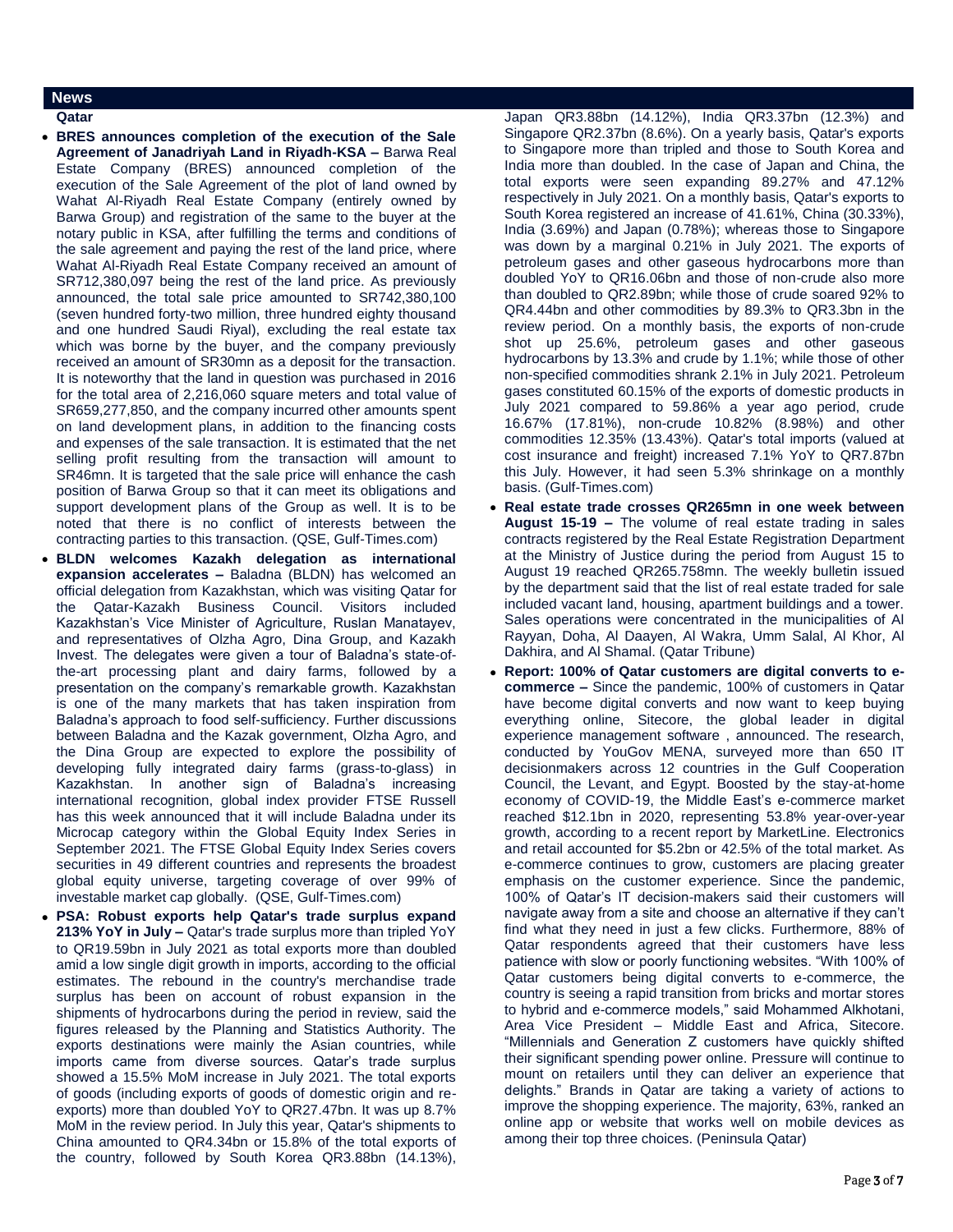## News

### Qatar

- **BRES announces completion of the execution of the Sale Agreement of Janadriyah Land in Riyadh-KSA –** Barwa Real Estate Company (BRES) announced completion of the execution of the Sale Agreement of the plot of land owned by Wahat Al-Riyadh Real Estate Company (entirely owned by Barwa Group) and registration of the same to the buyer at the notary public in KSA, after fulfilling the terms and conditions of the sale agreement and paying the rest of the land price, where Wahat Al-Riyadh Real Estate Company received an amount of SR712,380,097 being the rest of the land price. As previously announced, the total sale price amounted to SR742,380,100 (seven hundred forty-two million, three hundred eighty thousand and one hundred Saudi Riyal), excluding the real estate tax which was borne by the buyer, and the company previously received an amount of SR30mn as a deposit for the transaction. It is noteworthy that the land in question was purchased in 2016 for the total area of 2,216,060 square meters and total value of SR659,277,850, and the company incurred other amounts spent on land development plans, in addition to the financing costs and expenses of the sale transaction. It is estimated that the net selling profit resulting from the transaction will amount to SR46mn. It is targeted that the sale price will enhance the cash position of Barwa Group so that it can meet its obligations and support development plans of the Group as well. It is to be noted that there is no conflict of interests between the contracting parties to this transaction. (QSE, Gulf-Times.com)
- **BLDN welcomes Kazakh delegation as international expansion accelerates –** Baladna (BLDN) has welcomed an official delegation from Kazakhstan, which was visiting Qatar for the Qatar-Kazakh Business Council. Visitors included Kazakhstan's Vice Minister of Agriculture, Ruslan Manatayev, and representatives of Olzha Agro, Dina Group, and Kazakh Invest. The delegates were given a tour of Baladna's state-of-the-art processing plant and dairy farms, followed by a presentation on the company's remarkable growth. Kazakhstan is one of the many markets that has taken inspiration from Baladna's approach to food self-sufficiency. Further discussions between Baladna and the Kazak government, Olzha Agro, and the Dina Group are expected to explore the possibility of developing fully integrated dairy farms (grass-to-glass) in Kazakhstan. In another sign of Baladna's increasing international recognition, global index provider FTSE Russell has this week announced that it will include Baladna under its Microcap category within the Global Equity Index Series in September 2021. The FTSE Global Equity Index Series covers securities in 49 different countries and represents the broadest global equity universe, targeting coverage of over 99% of investable market cap globally. (QSE, Gulf-Times.com)
- **PSA: Robust exports help Qatar's trade surplus expand 213% YoY in July –** Qatar's trade surplus more than tripled YoY to QR19.59bn in July 2021 as total exports more than doubled amid a low single digit growth in imports, according to the official estimates. The rebound in the country's merchandise trade surplus has been on account of robust expansion in the shipments of hydrocarbons during the period in review, said the figures released by the Planning and Statistics Authority. The exports destinations were mainly the Asian countries, while imports came from diverse sources. Qatar's trade surplus showed a 15.5% MoM increase in July 2021. The total exports of goods (including exports of goods of domestic origin and re-exports) more than doubled YoY to QR27.47bn. It was up 8.7% MoM in the review period. In July this year, Qatar's shipments to China amounted to QR4.34bn or 15.8% of the total exports of the country, followed by South Korea QR3.88bn (14.13%), Japan QR3.88bn (14.12%), India QR3.37bn (12.3%) and Singapore QR2.37bn (8.6%). On a yearly basis, Qatar's exports to Singapore more than tripled and those to South Korea and India more than doubled. In the case of Japan and China, the total exports were seen expanding 89.27% and 47.12% respectively in July 2021. On a monthly basis, Qatar's exports to South Korea registered an increase of 41.61%, China (30.33%), India (3.69%) and Japan (0.78%); whereas those to Singapore was down by a marginal 0.21% in July 2021. The exports of petroleum gases and other gaseous hydrocarbons more than doubled YoY to QR16.06bn and those of non-crude also more than doubled to QR2.89bn; while those of crude soared 92% to QR4.44bn and other commodities by 89.3% to QR3.3bn in the review period. On a monthly basis, the exports of non-crude shot up 25.6%, petroleum gases and other gaseous hydrocarbons by 13.3% and crude by 1.1%; while those of other non-specified commodities shrank 2.1% in July 2021. Petroleum gases constituted 60.15% of the exports of domestic products in July 2021 compared to 59.86% a year ago period, crude 16.67% (17.81%), non-crude 10.82% (8.98%) and other commodities 12.35% (13.43%). Qatar's total imports (valued at cost insurance and freight) increased 7.1% YoY to QR7.87bn this July. However, it had seen 5.3% shrinkage on a monthly basis. (Gulf-Times.com)
- **Real estate trade crosses QR265mn in one week between August 15-19 –** The volume of real estate trading in sales contracts registered by the Real Estate Registration Department at the Ministry of Justice during the period from August 15 to August 19 reached QR265.758mn. The weekly bulletin issued by the department said that the list of real estate traded for sale included vacant land, housing, apartment buildings and a tower. Sales operations were concentrated in the municipalities of Al Rayyan, Doha, Al Daayen, Al Wakra, Umm Salal, Al Khor, Al Dakhira, and Al Shamal. (Qatar Tribune)
- **Report: 100% of Qatar customers are digital converts to e-commerce –** Since the pandemic, 100% of customers in Qatar have become digital converts and now want to keep buying everything online, Sitecore, the global leader in digital experience management software , announced. The research, conducted by YouGov MENA, surveyed more than 650 IT decisionmakers across 12 countries in the Gulf Cooperation Council, the Levant, and Egypt. Boosted by the stay-at-home economy of COVID-19, the Middle East's e-commerce market reached $12.1bn in 2020, representing 53.8% year-over-year growth, according to a recent report by MarketLine. Electronics and retail accounted for $5.2bn or 42.5% of the total market. As e-commerce continues to grow, customers are placing greater emphasis on the customer experience. Since the pandemic, 100% of Qatar's IT decision-makers said their customers will navigate away from a site and choose an alternative if they can't find what they need in just a few clicks. Furthermore, 88% of Qatar respondents agreed that their customers have less patience with slow or poorly functioning websites. "With 100% of Qatar customers being digital converts to e-commerce, the country is seeing a rapid transition from bricks and mortar stores to hybrid and e-commerce models," said Mohammed Alkhotani, Area Vice President – Middle East and Africa, Sitecore. "Millennials and Generation Z customers have quickly shifted their significant spending power online. Pressure will continue to mount on retailers until they can deliver an experience that delights." Brands in Qatar are taking a variety of actions to improve the shopping experience. The majority, 63%, ranked an online app or website that works well on mobile devices as among their top three choices. (Peninsula Qatar)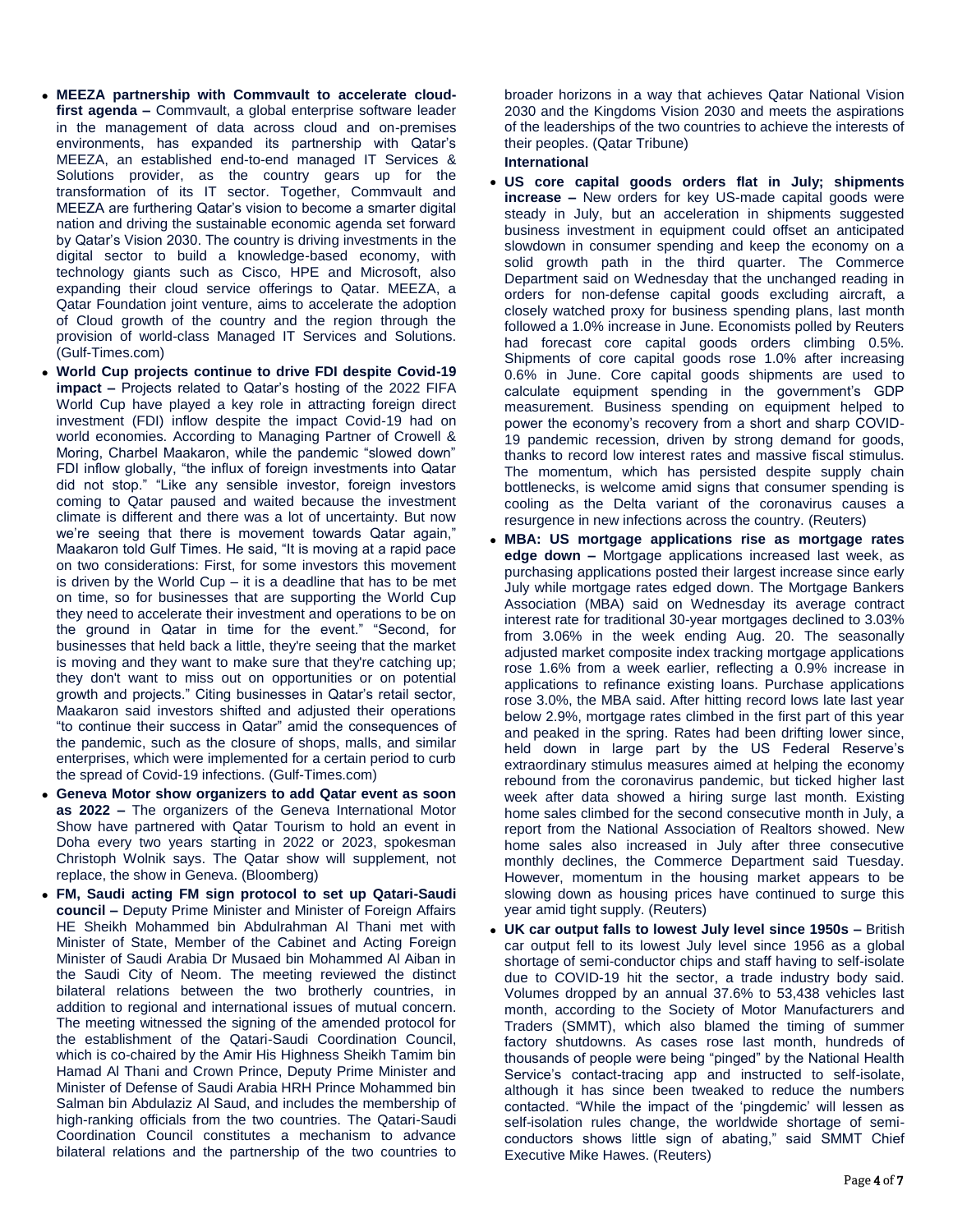- **MEEZA partnership with Commvault to accelerate cloud-first agenda –** Commvault, a global enterprise software leader in the management of data across cloud and on-premises environments, has expanded its partnership with Qatar's MEEZA, an established end-to-end managed IT Services & Solutions provider, as the country gears up for the transformation of its IT sector. Together, Commvault and MEEZA are furthering Qatar's vision to become a smarter digital nation and driving the sustainable economic agenda set forward by Qatar's Vision 2030. The country is driving investments in the digital sector to build a knowledge-based economy, with technology giants such as Cisco, HPE and Microsoft, also expanding their cloud service offerings to Qatar. MEEZA, a Qatar Foundation joint venture, aims to accelerate the adoption of Cloud growth of the country and the region through the provision of world-class Managed IT Services and Solutions. (Gulf-Times.com)
- **World Cup projects continue to drive FDI despite Covid-19 impact –** Projects related to Qatar's hosting of the 2022 FIFA World Cup have played a key role in attracting foreign direct investment (FDI) inflow despite the impact Covid-19 had on world economies. According to Managing Partner of Crowell & Moring, Charbel Maakaron, while the pandemic "slowed down" FDI inflow globally, "the influx of foreign investments into Qatar did not stop." "Like any sensible investor, foreign investors coming to Qatar paused and waited because the investment climate is different and there was a lot of uncertainty. But now we're seeing that there is movement towards Qatar again," Maakaron told Gulf Times. He said, "It is moving at a rapid pace on two considerations: First, for some investors this movement is driven by the World Cup – it is a deadline that has to be met on time, so for businesses that are supporting the World Cup they need to accelerate their investment and operations to be on the ground in Qatar in time for the event." "Second, for businesses that held back a little, they're seeing that the market is moving and they want to make sure that they're catching up; they don't want to miss out on opportunities or on potential growth and projects." Citing businesses in Qatar's retail sector, Maakaron said investors shifted and adjusted their operations "to continue their success in Qatar" amid the consequences of the pandemic, such as the closure of shops, malls, and similar enterprises, which were implemented for a certain period to curb the spread of Covid-19 infections. (Gulf-Times.com)
- **Geneva Motor show organizers to add Qatar event as soon as 2022 –** The organizers of the Geneva International Motor Show have partnered with Qatar Tourism to hold an event in Doha every two years starting in 2022 or 2023, spokesman Christoph Wolnik says. The Qatar show will supplement, not replace, the show in Geneva. (Bloomberg)
- **FM, Saudi acting FM sign protocol to set up Qatari-Saudi council –** Deputy Prime Minister and Minister of Foreign Affairs HE Sheikh Mohammed bin Abdulrahman Al Thani met with Minister of State, Member of the Cabinet and Acting Foreign Minister of Saudi Arabia Dr Musaed bin Mohammed Al Aiban in the Saudi City of Neom. The meeting reviewed the distinct bilateral relations between the two brotherly countries, in addition to regional and international issues of mutual concern. The meeting witnessed the signing of the amended protocol for the establishment of the Qatari-Saudi Coordination Council, which is co-chaired by the Amir His Highness Sheikh Tamim bin Hamad Al Thani and Crown Prince, Deputy Prime Minister and Minister of Defense of Saudi Arabia HRH Prince Mohammed bin Salman bin Abdulaziz Al Saud, and includes the membership of high-ranking officials from the two countries. The Qatari-Saudi Coordination Council constitutes a mechanism to advance bilateral relations and the partnership of the two countries to broader horizons in a way that achieves Qatar National Vision 2030 and the Kingdoms Vision 2030 and meets the aspirations of the leaderships of the two countries to achieve the interests of their peoples. (Qatar Tribune)

**International**

- **US core capital goods orders flat in July; shipments increase –** New orders for key US-made capital goods were steady in July, but an acceleration in shipments suggested business investment in equipment could offset an anticipated slowdown in consumer spending and keep the economy on a solid growth path in the third quarter. The Commerce Department said on Wednesday that the unchanged reading in orders for non-defense capital goods excluding aircraft, a closely watched proxy for business spending plans, last month followed a 1.0% increase in June. Economists polled by Reuters had forecast core capital goods orders climbing 0.5%. Shipments of core capital goods rose 1.0% after increasing 0.6% in June. Core capital goods shipments are used to calculate equipment spending in the government's GDP measurement. Business spending on equipment helped to power the economy's recovery from a short and sharp COVID-19 pandemic recession, driven by strong demand for goods, thanks to record low interest rates and massive fiscal stimulus. The momentum, which has persisted despite supply chain bottlenecks, is welcome amid signs that consumer spending is cooling as the Delta variant of the coronavirus causes a resurgence in new infections across the country. (Reuters)
- **MBA: US mortgage applications rise as mortgage rates edge down –** Mortgage applications increased last week, as purchasing applications posted their largest increase since early July while mortgage rates edged down. The Mortgage Bankers Association (MBA) said on Wednesday its average contract interest rate for traditional 30-year mortgages declined to 3.03% from 3.06% in the week ending Aug. 20. The seasonally adjusted market composite index tracking mortgage applications rose 1.6% from a week earlier, reflecting a 0.9% increase in applications to refinance existing loans. Purchase applications rose 3.0%, the MBA said. After hitting record lows late last year below 2.9%, mortgage rates climbed in the first part of this year and peaked in the spring. Rates had been drifting lower since, held down in large part by the US Federal Reserve's extraordinary stimulus measures aimed at helping the economy rebound from the coronavirus pandemic, but ticked higher last week after data showed a hiring surge last month. Existing home sales climbed for the second consecutive month in July, a report from the National Association of Realtors showed. New home sales also increased in July after three consecutive monthly declines, the Commerce Department said Tuesday. However, momentum in the housing market appears to be slowing down as housing prices have continued to surge this year amid tight supply. (Reuters)
- **UK car output falls to lowest July level since 1950s –** British car output fell to its lowest July level since 1956 as a global shortage of semi-conductor chips and staff having to self-isolate due to COVID-19 hit the sector, a trade industry body said. Volumes dropped by an annual 37.6% to 53,438 vehicles last month, according to the Society of Motor Manufacturers and Traders (SMMT), which also blamed the timing of summer factory shutdowns. As cases rose last month, hundreds of thousands of people were being "pinged" by the National Health Service's contact-tracing app and instructed to self-isolate, although it has since been tweaked to reduce the numbers contacted. "While the impact of the 'pingdemic' will lessen as self-isolation rules change, the worldwide shortage of semi-conductors shows little sign of abating," said SMMT Chief Executive Mike Hawes. (Reuters)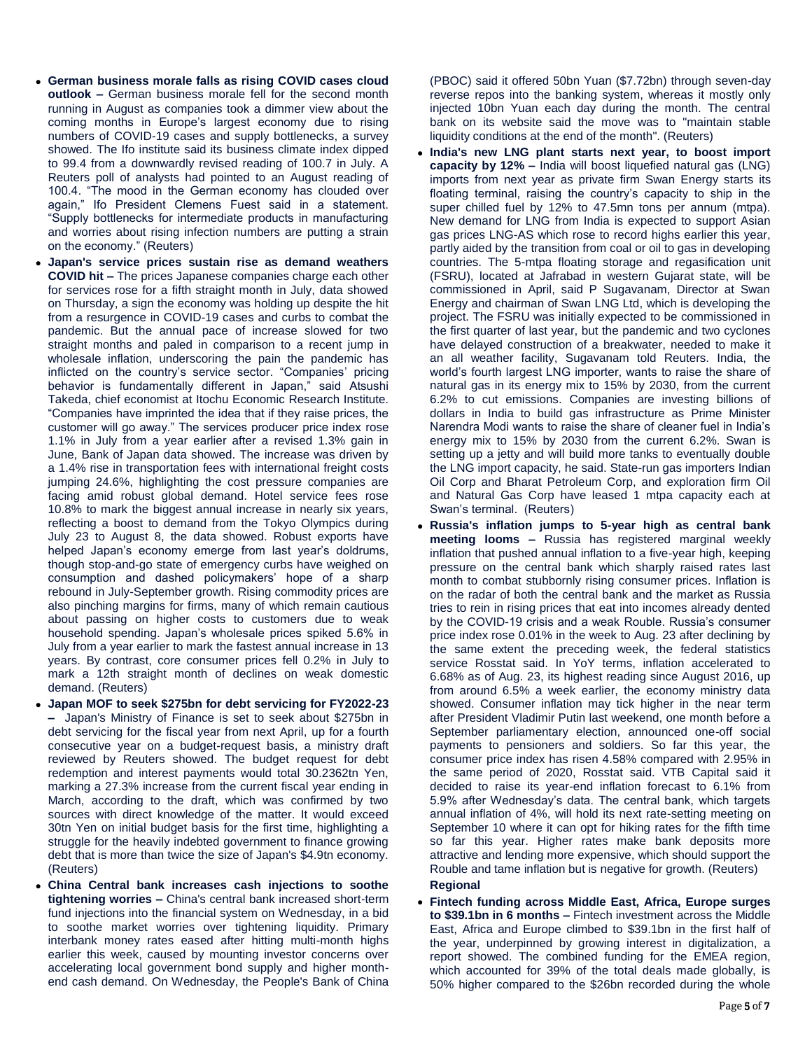- **German business morale falls as rising COVID cases cloud outlook –** German business morale fell for the second month running in August as companies took a dimmer view about the coming months in Europe's largest economy due to rising numbers of COVID-19 cases and supply bottlenecks, a survey showed. The Ifo institute said its business climate index dipped to 99.4 from a downwardly revised reading of 100.7 in July. A Reuters poll of analysts had pointed to an August reading of 100.4. "The mood in the German economy has clouded over again," Ifo President Clemens Fuest said in a statement. "Supply bottlenecks for intermediate products in manufacturing and worries about rising infection numbers are putting a strain on the economy." (Reuters)
- **Japan's service prices sustain rise as demand weathers COVID hit –** The prices Japanese companies charge each other for services rose for a fifth straight month in July, data showed on Thursday, a sign the economy was holding up despite the hit from a resurgence in COVID-19 cases and curbs to combat the pandemic. But the annual pace of increase slowed for two straight months and paled in comparison to a recent jump in wholesale inflation, underscoring the pain the pandemic has inflicted on the country's service sector. "Companies' pricing behavior is fundamentally different in Japan," said Atsushi Takeda, chief economist at Itochu Economic Research Institute. "Companies have imprinted the idea that if they raise prices, the customer will go away." The services producer price index rose 1.1% in July from a year earlier after a revised 1.3% gain in June, Bank of Japan data showed. The increase was driven by a 1.4% rise in transportation fees with international freight costs jumping 24.6%, highlighting the cost pressure companies are facing amid robust global demand. Hotel service fees rose 10.8% to mark the biggest annual increase in nearly six years, reflecting a boost to demand from the Tokyo Olympics during July 23 to August 8, the data showed. Robust exports have helped Japan's economy emerge from last year's doldrums, though stop-and-go state of emergency curbs have weighed on consumption and dashed policymakers' hope of a sharp rebound in July-September growth. Rising commodity prices are also pinching margins for firms, many of which remain cautious about passing on higher costs to customers due to weak household spending. Japan's wholesale prices spiked 5.6% in July from a year earlier to mark the fastest annual increase in 13 years. By contrast, core consumer prices fell 0.2% in July to mark a 12th straight month of declines on weak domestic demand. (Reuters)
- **Japan MOF to seek $275bn for debt servicing for FY2022-23 –** Japan's Ministry of Finance is set to seek about $275bn in debt servicing for the fiscal year from next April, up for a fourth consecutive year on a budget-request basis, a ministry draft reviewed by Reuters showed. The budget request for debt redemption and interest payments would total 30.2362tn Yen, marking a 27.3% increase from the current fiscal year ending in March, according to the draft, which was confirmed by two sources with direct knowledge of the matter. It would exceed 30tn Yen on initial budget basis for the first time, highlighting a struggle for the heavily indebted government to finance growing debt that is more than twice the size of Japan's $4.9tn economy. (Reuters)
- **China Central bank increases cash injections to soothe tightening worries –** China's central bank increased short-term fund injections into the financial system on Wednesday, in a bid to soothe market worries over tightening liquidity. Primary interbank money rates eased after hitting multi-month highs earlier this week, caused by mounting investor concerns over accelerating local government bond supply and higher month-end cash demand. On Wednesday, the People's Bank of China (PBOC) said it offered 50bn Yuan ($7.72bn) through seven-day reverse repos into the banking system, whereas it mostly only injected 10bn Yuan each day during the month. The central bank on its website said the move was to "maintain stable liquidity conditions at the end of the month". (Reuters)
- **India's new LNG plant starts next year, to boost import capacity by 12% –** India will boost liquefied natural gas (LNG) imports from next year as private firm Swan Energy starts its floating terminal, raising the country's capacity to ship in the super chilled fuel by 12% to 47.5mn tons per annum (mtpa). New demand for LNG from India is expected to support Asian gas prices LNG-AS which rose to record highs earlier this year, partly aided by the transition from coal or oil to gas in developing countries. The 5-mtpa floating storage and regasification unit (FSRU), located at Jafrabad in western Gujarat state, will be commissioned in April, said P Sugavanam, Director at Swan Energy and chairman of Swan LNG Ltd, which is developing the project. The FSRU was initially expected to be commissioned in the first quarter of last year, but the pandemic and two cyclones have delayed construction of a breakwater, needed to make it an all weather facility, Sugavanam told Reuters. India, the world's fourth largest LNG importer, wants to raise the share of natural gas in its energy mix to 15% by 2030, from the current 6.2% to cut emissions. Companies are investing billions of dollars in India to build gas infrastructure as Prime Minister Narendra Modi wants to raise the share of cleaner fuel in India's energy mix to 15% by 2030 from the current 6.2%. Swan is setting up a jetty and will build more tanks to eventually double the LNG import capacity, he said. State-run gas importers Indian Oil Corp and Bharat Petroleum Corp, and exploration firm Oil and Natural Gas Corp have leased 1 mtpa capacity each at Swan's terminal. (Reuters)
- **Russia's inflation jumps to 5-year high as central bank meeting looms –** Russia has registered marginal weekly inflation that pushed annual inflation to a five-year high, keeping pressure on the central bank which sharply raised rates last month to combat stubbornly rising consumer prices. Inflation is on the radar of both the central bank and the market as Russia tries to rein in rising prices that eat into incomes already dented by the COVID-19 crisis and a weak Rouble. Russia's consumer price index rose 0.01% in the week to Aug. 23 after declining by the same extent the preceding week, the federal statistics service Rosstat said. In YoY terms, inflation accelerated to 6.68% as of Aug. 23, its highest reading since August 2016, up from around 6.5% a week earlier, the economy ministry data showed. Consumer inflation may tick higher in the near term after President Vladimir Putin last weekend, one month before a September parliamentary election, announced one-off social payments to pensioners and soldiers. So far this year, the consumer price index has risen 4.58% compared with 2.95% in the same period of 2020, Rosstat said. VTB Capital said it decided to raise its year-end inflation forecast to 6.1% from 5.9% after Wednesday's data. The central bank, which targets annual inflation of 4%, will hold its next rate-setting meeting on September 10 where it can opt for hiking rates for the fifth time so far this year. Higher rates make bank deposits more attractive and lending more expensive, which should support the Rouble and tame inflation but is negative for growth. (Reuters)

**Regional**

- **Fintech funding across Middle East, Africa, Europe surges to $39.1bn in 6 months –** Fintech investment across the Middle East, Africa and Europe climbed to $39.1bn in the first half of the year, underpinned by growing interest in digitalization, a report showed. The combined funding for the EMEA region, which accounted for 39% of the total deals made globally, is 50% higher compared to the $26bn recorded during the whole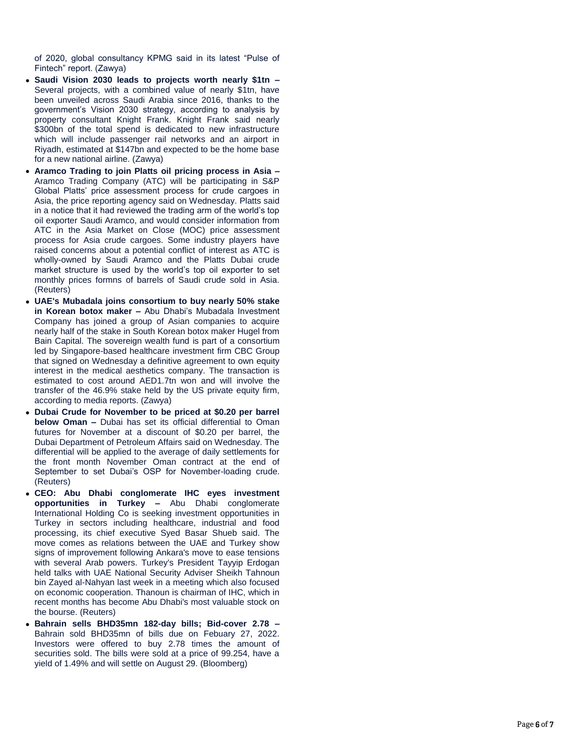of 2020, global consultancy KPMG said in its latest "Pulse of Fintech" report. (Zawya)

- **Saudi Vision 2030 leads to projects worth nearly $1tn –** Several projects, with a combined value of nearly $1tn, have been unveiled across Saudi Arabia since 2016, thanks to the government's Vision 2030 strategy, according to analysis by property consultant Knight Frank. Knight Frank said nearly $300bn of the total spend is dedicated to new infrastructure which will include passenger rail networks and an airport in Riyadh, estimated at $147bn and expected to be the home base for a new national airline. (Zawya)
- **Aramco Trading to join Platts oil pricing process in Asia –** Aramco Trading Company (ATC) will be participating in S&P Global Platts' price assessment process for crude cargoes in Asia, the price reporting agency said on Wednesday. Platts said in a notice that it had reviewed the trading arm of the world's top oil exporter Saudi Aramco, and would consider information from ATC in the Asia Market on Close (MOC) price assessment process for Asia crude cargoes. Some industry players have raised concerns about a potential conflict of interest as ATC is wholly-owned by Saudi Aramco and the Platts Dubai crude market structure is used by the world's top oil exporter to set monthly prices formns of barrels of Saudi crude sold in Asia. (Reuters)
- **UAE's Mubadala joins consortium to buy nearly 50% stake in Korean botox maker –** Abu Dhabi's Mubadala Investment Company has joined a group of Asian companies to acquire nearly half of the stake in South Korean botox maker Hugel from Bain Capital. The sovereign wealth fund is part of a consortium led by Singapore-based healthcare investment firm CBC Group that signed on Wednesday a definitive agreement to own equity interest in the medical aesthetics company. The transaction is estimated to cost around AED1.7tn won and will involve the transfer of the 46.9% stake held by the US private equity firm, according to media reports. (Zawya)
- **Dubai Crude for November to be priced at $0.20 per barrel below Oman –** Dubai has set its official differential to Oman futures for November at a discount of $0.20 per barrel, the Dubai Department of Petroleum Affairs said on Wednesday. The differential will be applied to the average of daily settlements for the front month November Oman contract at the end of September to set Dubai's OSP for November-loading crude. (Reuters)
- **CEO: Abu Dhabi conglomerate IHC eyes investment opportunities in Turkey –** Abu Dhabi conglomerate International Holding Co is seeking investment opportunities in Turkey in sectors including healthcare, industrial and food processing, its chief executive Syed Basar Shueb said. The move comes as relations between the UAE and Turkey show signs of improvement following Ankara's move to ease tensions with several Arab powers. Turkey's President Tayyip Erdogan held talks with UAE National Security Adviser Sheikh Tahnoun bin Zayed al-Nahyan last week in a meeting which also focused on economic cooperation. Thanoun is chairman of IHC, which in recent months has become Abu Dhabi's most valuable stock on the bourse. (Reuters)
- **Bahrain sells BHD35mn 182-day bills; Bid-cover 2.78 –** Bahrain sold BHD35mn of bills due on Febuary 27, 2022. Investors were offered to buy 2.78 times the amount of securities sold. The bills were sold at a price of 99.254, have a yield of 1.49% and will settle on August 29. (Bloomberg)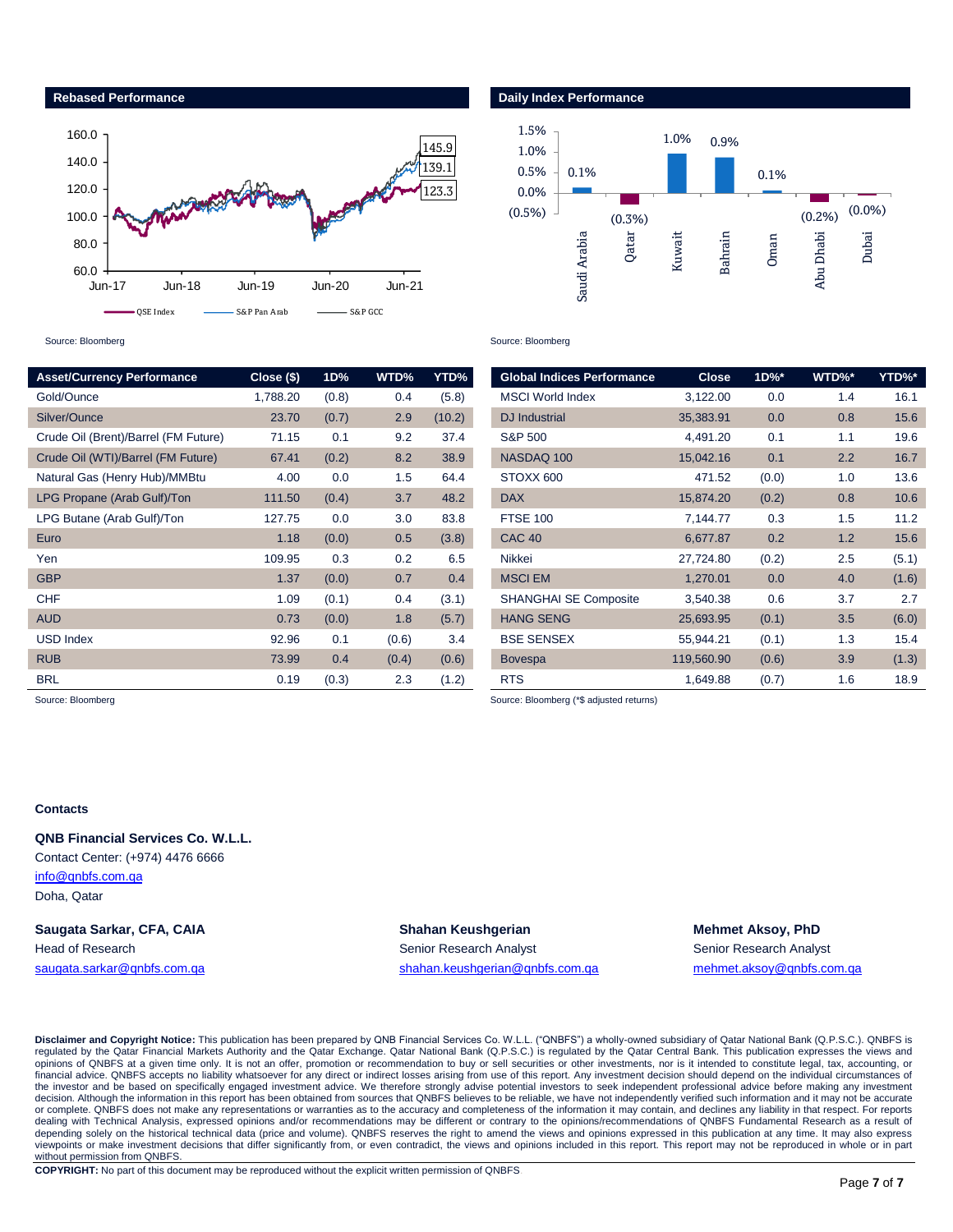**Rebased Performance**

160.0
140.0
120.0
100.0
80.0
60.0

Jun-17 Jun-18 Jun-19 Jun-20 Jun-21

145.9
139.1
123.3

QSE Index   S&P Pan Arab   S&P GCC

Source: Bloomberg

**Daily Index Performance**

1.5%
1.0%
0.5%
0.0%
(0.5%)

0.1% (0.3%) 1.0% 0.9% 0.1% (0.2%) (0.0%)

Saudi Arabia Qatar Kuwait Bahrain Oman Abu Dhabi Dubai

Source: Bloomberg

| Asset/Currency Performance | Close ($) | 1D% | WTD% | YTD% |
|---|---|---|---|---|
| Gold/Ounce | 1,788.20 | (0.8) | 0.4 | (5.8) |
| Silver/Ounce | 23.70 | (0.7) | 2.9 | (10.2) |
| Crude Oil (Brent)/Barrel (FM Future) | 71.15 | 0.1 | 9.2 | 37.4 |
| Crude Oil (WTI)/Barrel (FM Future) | 67.41 | (0.2) | 8.2 | 38.9 |
| Natural Gas (Henry Hub)/MMBtu | 4.00 | 0.0 | 1.5 | 64.4 |
| LPG Propane (Arab Gulf)/Ton | 111.50 | (0.4) | 3.7 | 48.2 |
| LPG Butane (Arab Gulf)/Ton | 127.75 | 0.0 | 3.0 | 83.8 |
| Euro | 1.18 | (0.0) | 0.5 | (3.8) |
| Yen | 109.95 | 0.3 | 0.2 | 6.5 |
| GBP | 1.37 | (0.0) | 0.7 | 0.4 |
| CHF | 1.09 | (0.1) | 0.4 | (3.1) |
| AUD | 0.73 | (0.0) | 1.8 | (5.7) |
| USD Index | 92.96 | 0.1 | (0.6) | 3.4 |
| RUB | 73.99 | 0.4 | (0.4) | (0.6) |
| BRL | 0.19 | (0.3) | 2.3 | (1.2) |

Source: Bloomberg

| Global Indices Performance | Close | 1D%* | WTD%* | YTD%* |
|---|---|---|---|---|
| MSCI World Index | 3,122.00 | 0.0 | 1.4 | 16.1 |
| DJ Industrial | 35,383.91 | 0.0 | 0.8 | 15.6 |
| S&P 500 | 4,491.20 | 0.1 | 1.1 | 19.6 |
| NASDAQ 100 | 15,042.16 | 0.1 | 2.2 | 16.7 |
| STOXX 600 | 471.52 | (0.0) | 1.0 | 13.6 |
| DAX | 15,874.20 | (0.2) | 0.8 | 10.6 |
| FTSE 100 | 7,144.77 | 0.3 | 1.5 | 11.2 |
| CAC 40 | 6,677.87 | 0.2 | 1.2 | 15.6 |
| Nikkei | 27,724.80 | (0.2) | 2.5 | (5.1) |
| MSCI EM | 1,270.01 | 0.0 | 4.0 | (1.6) |
| SHANGHAI SE Composite | 3,540.38 | 0.6 | 3.7 | 2.7 |
| HANG SENG | 25,693.95 | (0.1) | 3.5 | (6.0) |
| BSE SENSEX | 55,944.21 | (0.1) | 1.3 | 15.4 |
| Bovespa | 119,560.90 | (0.6) | 3.9 | (1.3) |
| RTS | 1,649.88 | (0.7) | 1.6 | 18.9 |

Source: Bloomberg (*$ adjusted returns)

**Contacts**

**QNB Financial Services Co. W.L.L.**
Contact Center: (+974) 4476 6666
info@qnbfs.com.qa
Doha, Qatar

**Saugata Sarkar, CFA, CAIA**
Head of Research
saugata.sarkar@qnbfs.com.qa

**Shahan Keushgerian**
Senior Research Analyst
shahan.keushgerian@qnbfs.com.qa

**Mehmet Aksoy, PhD**
Senior Research Analyst
mehmet.aksoy@qnbfs.com.qa

**Disclaimer and Copyright Notice:** This publication has been prepared by QNB Financial Services Co. W.L.L. ("QNBFS") a wholly-owned subsidiary of Qatar National Bank (Q.P.S.C.). QNBFS is regulated by the Qatar Financial Markets Authority and the Qatar Exchange. Qatar National Bank (Q.P.S.C.) is regulated by the Qatar Central Bank. This publication expresses the views and opinions of QNBFS at a given time only. It is not an offer, promotion or recommendation to buy or sell securities or other investments, nor is it intended to constitute legal, tax, accounting, or financial advice. QNBFS accepts no liability whatsoever for any direct or indirect losses arising from use of this report. Any investment decision should depend on the individual circumstances of the investor and be based on specifically engaged investment advice. We therefore strongly advise potential investors to seek independent professional advice before making any investment decision. Although the information in this report has been obtained from sources that QNBFS believes to be reliable, we have not independently verified such information and it may not be accurate or complete. QNBFS does not make any representations or warranties as to the accuracy and completeness of the information it may contain, and declines any liability in that respect. For reports dealing with Technical Analysis, expressed opinions and/or recommendations may be different or contrary to the opinions/recommendations of QNBFS Fundamental Research as a result of depending solely on the historical technical data (price and volume). QNBFS reserves the right to amend the views and opinions expressed in this publication at any time. It may also express viewpoints or make investment decisions that differ significantly from, or even contradict, the views and opinions included in this report. This report may not be reproduced in whole or in part without permission from QNBFS.

**COPYRIGHT:** No part of this document may be reproduced without the explicit written permission of QNBFS